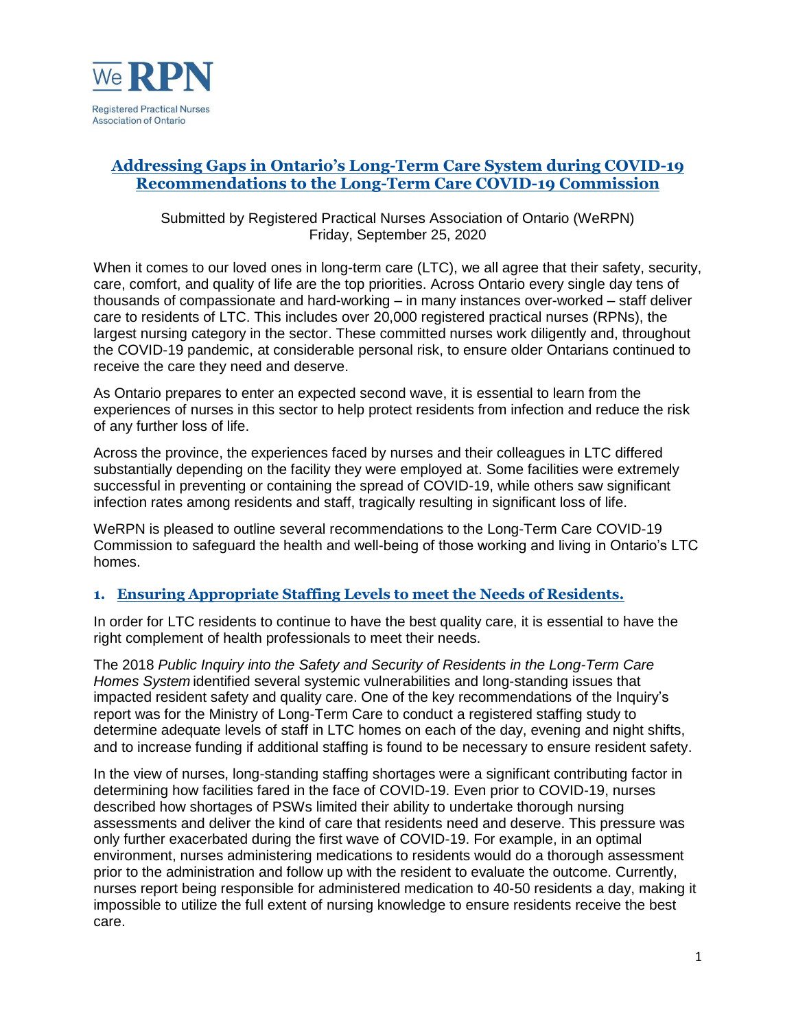WeRPN

Registered Practical Nurses Association of Ontario

# Addressing Gaps in Ontario's Long-Term Care System during COVID-19 Recommendations to the Long-Term Care COVID-19 Commission

Submitted by Registered Practical Nurses Association of Ontario (WeRPN)
Friday, September 25, 2020

When it comes to our loved ones in long-term care (LTC), we all agree that their safety, security, care, comfort, and quality of life are the top priorities. Across Ontario every single day tens of thousands of compassionate and hard-working – in many instances over-worked – staff deliver care to residents of LTC. This includes over 20,000 registered practical nurses (RPNs), the largest nursing category in the sector. These committed nurses work diligently and, throughout the COVID-19 pandemic, at considerable personal risk, to ensure older Ontarians continued to receive the care they need and deserve.

As Ontario prepares to enter an expected second wave, it is essential to learn from the experiences of nurses in this sector to help protect residents from infection and reduce the risk of any further loss of life.

Across the province, the experiences faced by nurses and their colleagues in LTC differed substantially depending on the facility they were employed at. Some facilities were extremely successful in preventing or containing the spread of COVID-19, while others saw significant infection rates among residents and staff, tragically resulting in significant loss of life.

WeRPN is pleased to outline several recommendations to the Long-Term Care COVID-19 Commission to safeguard the health and well-being of those working and living in Ontario's LTC homes.

## 1. Ensuring Appropriate Staffing Levels to meet the Needs of Residents.

In order for LTC residents to continue to have the best quality care, it is essential to have the right complement of health professionals to meet their needs.

The 2018 *Public Inquiry into the Safety and Security of Residents in the Long-Term Care Homes System* identified several systemic vulnerabilities and long-standing issues that impacted resident safety and quality care. One of the key recommendations of the Inquiry's report was for the Ministry of Long-Term Care to conduct a registered staffing study to determine adequate levels of staff in LTC homes on each of the day, evening and night shifts, and to increase funding if additional staffing is found to be necessary to ensure resident safety.

In the view of nurses, long-standing staffing shortages were a significant contributing factor in determining how facilities fared in the face of COVID-19. Even prior to COVID-19, nurses described how shortages of PSWs limited their ability to undertake thorough nursing assessments and deliver the kind of care that residents need and deserve. This pressure was only further exacerbated during the first wave of COVID-19. For example, in an optimal environment, nurses administering medications to residents would do a thorough assessment prior to the administration and follow up with the resident to evaluate the outcome. Currently, nurses report being responsible for administered medication to 40-50 residents a day, making it impossible to utilize the full extent of nursing knowledge to ensure residents receive the best care.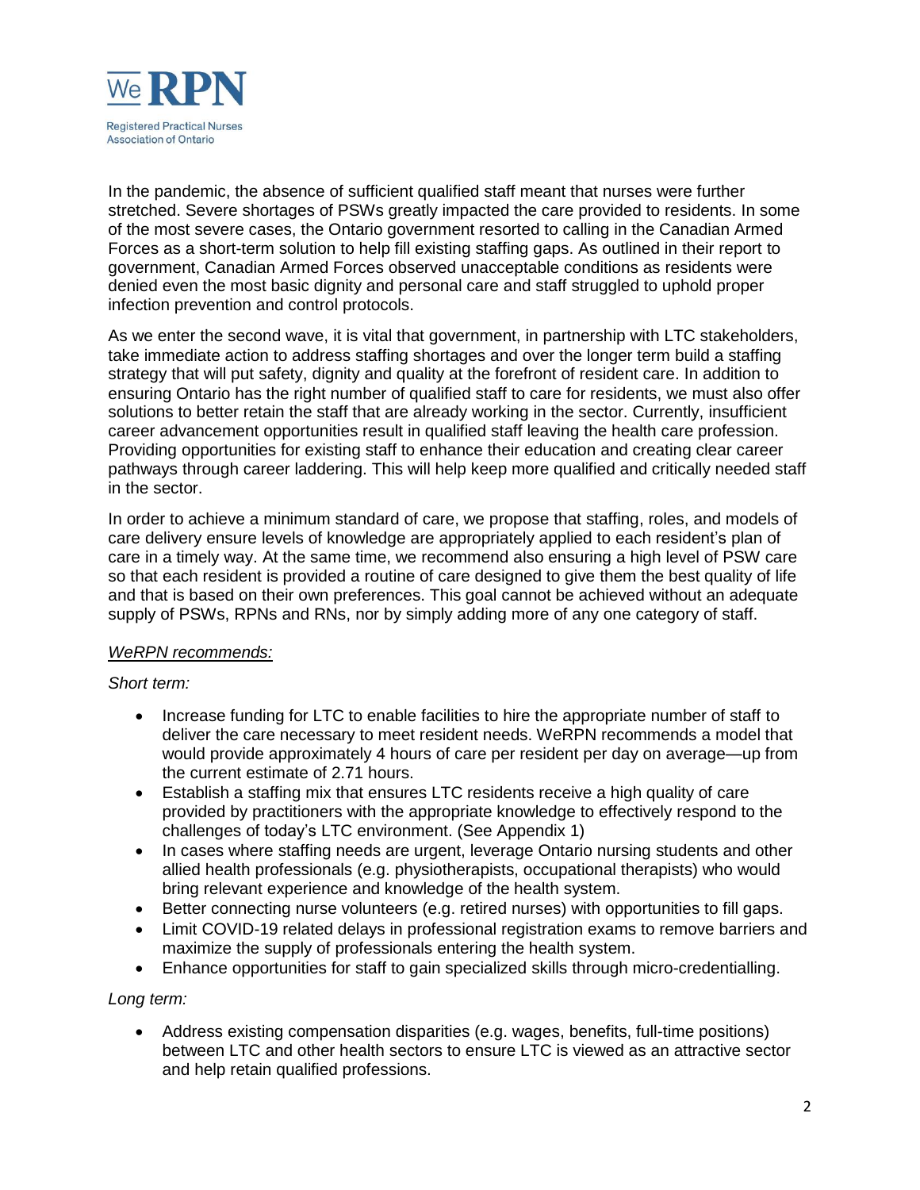In the pandemic, the absence of sufficient qualified staff meant that nurses were further stretched. Severe shortages of PSWs greatly impacted the care provided to residents. In some of the most severe cases, the Ontario government resorted to calling in the Canadian Armed Forces as a short-term solution to help fill existing staffing gaps. As outlined in their report to government, Canadian Armed Forces observed unacceptable conditions as residents were denied even the most basic dignity and personal care and staff struggled to uphold proper infection prevention and control protocols.

As we enter the second wave, it is vital that government, in partnership with LTC stakeholders, take immediate action to address staffing shortages and over the longer term build a staffing strategy that will put safety, dignity and quality at the forefront of resident care. In addition to ensuring Ontario has the right number of qualified staff to care for residents, we must also offer solutions to better retain the staff that are already working in the sector. Currently, insufficient career advancement opportunities result in qualified staff leaving the health care profession. Providing opportunities for existing staff to enhance their education and creating clear career pathways through career laddering. This will help keep more qualified and critically needed staff in the sector.

In order to achieve a minimum standard of care, we propose that staffing, roles, and models of care delivery ensure levels of knowledge are appropriately applied to each resident's plan of care in a timely way. At the same time, we recommend also ensuring a high level of PSW care so that each resident is provided a routine of care designed to give them the best quality of life and that is based on their own preferences. This goal cannot be achieved without an adequate supply of PSWs, RPNs and RNs, nor by simply adding more of any one category of staff.

*WeRPN recommends:*

*Short term:*

- Increase funding for LTC to enable facilities to hire the appropriate number of staff to deliver the care necessary to meet resident needs. WeRPN recommends a model that would provide approximately 4 hours of care per resident per day on average—up from the current estimate of 2.71 hours.
- Establish a staffing mix that ensures LTC residents receive a high quality of care provided by practitioners with the appropriate knowledge to effectively respond to the challenges of today's LTC environment. (See Appendix 1)
- In cases where staffing needs are urgent, leverage Ontario nursing students and other allied health professionals (e.g. physiotherapists, occupational therapists) who would bring relevant experience and knowledge of the health system.
- Better connecting nurse volunteers (e.g. retired nurses) with opportunities to fill gaps.
- Limit COVID-19 related delays in professional registration exams to remove barriers and maximize the supply of professionals entering the health system.
- Enhance opportunities for staff to gain specialized skills through micro-credentialling.

*Long term:*

- Address existing compensation disparities (e.g. wages, benefits, full-time positions) between LTC and other health sectors to ensure LTC is viewed as an attractive sector and help retain qualified professions.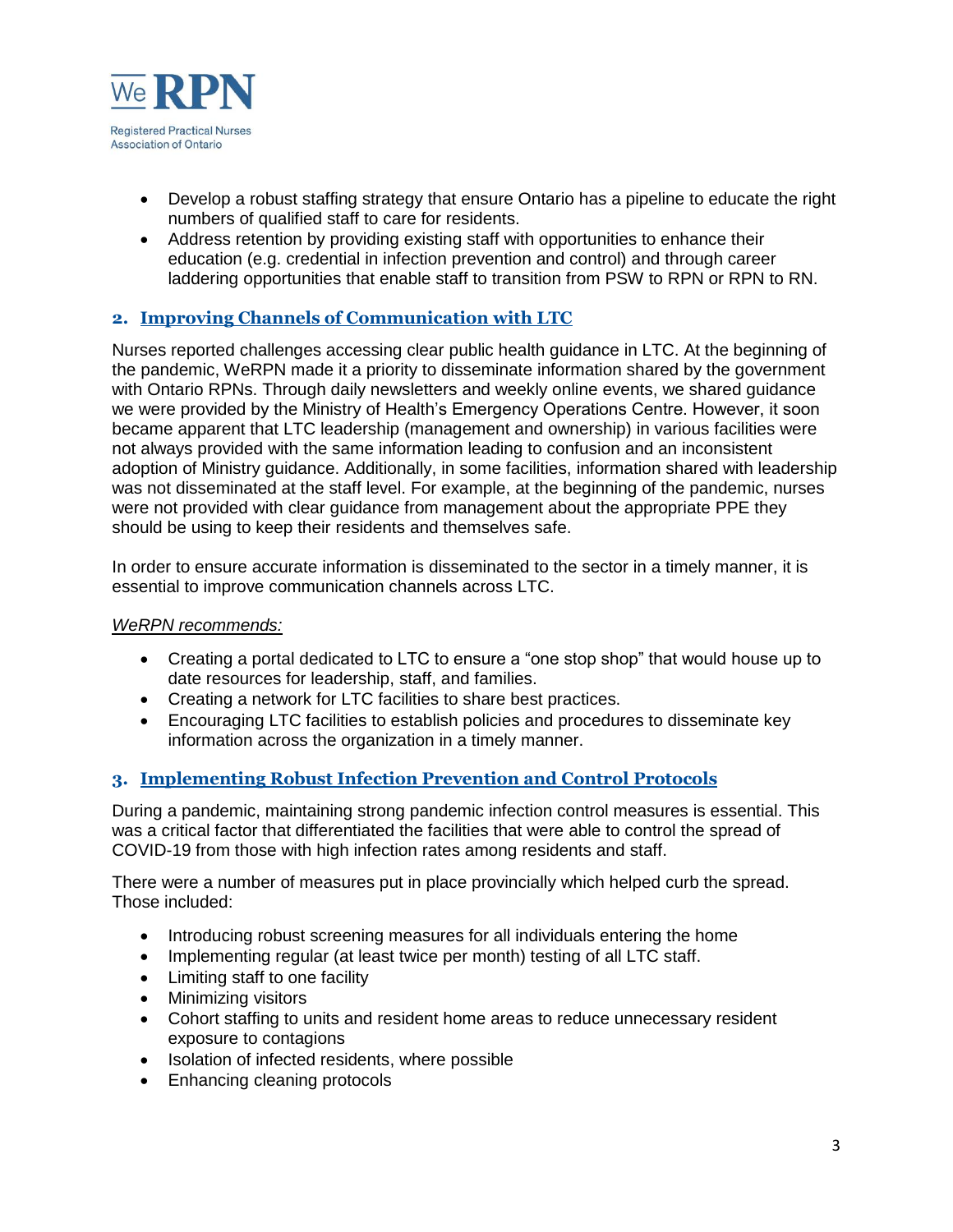- Develop a robust staffing strategy that ensure Ontario has a pipeline to educate the right numbers of qualified staff to care for residents.
- Address retention by providing existing staff with opportunities to enhance their education (e.g. credential in infection prevention and control) and through career laddering opportunities that enable staff to transition from PSW to RPN or RPN to RN.

## 2. Improving Channels of Communication with LTC

Nurses reported challenges accessing clear public health guidance in LTC. At the beginning of the pandemic, WeRPN made it a priority to disseminate information shared by the government with Ontario RPNs. Through daily newsletters and weekly online events, we shared guidance we were provided by the Ministry of Health's Emergency Operations Centre. However, it soon became apparent that LTC leadership (management and ownership) in various facilities were not always provided with the same information leading to confusion and an inconsistent adoption of Ministry guidance. Additionally, in some facilities, information shared with leadership was not disseminated at the staff level. For example, at the beginning of the pandemic, nurses were not provided with clear guidance from management about the appropriate PPE they should be using to keep their residents and themselves safe.

In order to ensure accurate information is disseminated to the sector in a timely manner, it is essential to improve communication channels across LTC.

*WeRPN recommends:*

- Creating a portal dedicated to LTC to ensure a "one stop shop" that would house up to date resources for leadership, staff, and families.
- Creating a network for LTC facilities to share best practices.
- Encouraging LTC facilities to establish policies and procedures to disseminate key information across the organization in a timely manner.

## 3. Implementing Robust Infection Prevention and Control Protocols

During a pandemic, maintaining strong pandemic infection control measures is essential. This was a critical factor that differentiated the facilities that were able to control the spread of COVID-19 from those with high infection rates among residents and staff.

There were a number of measures put in place provincially which helped curb the spread. Those included:

- Introducing robust screening measures for all individuals entering the home
- Implementing regular (at least twice per month) testing of all LTC staff.
- Limiting staff to one facility
- Minimizing visitors
- Cohort staffing to units and resident home areas to reduce unnecessary resident exposure to contagions
- Isolation of infected residents, where possible
- Enhancing cleaning protocols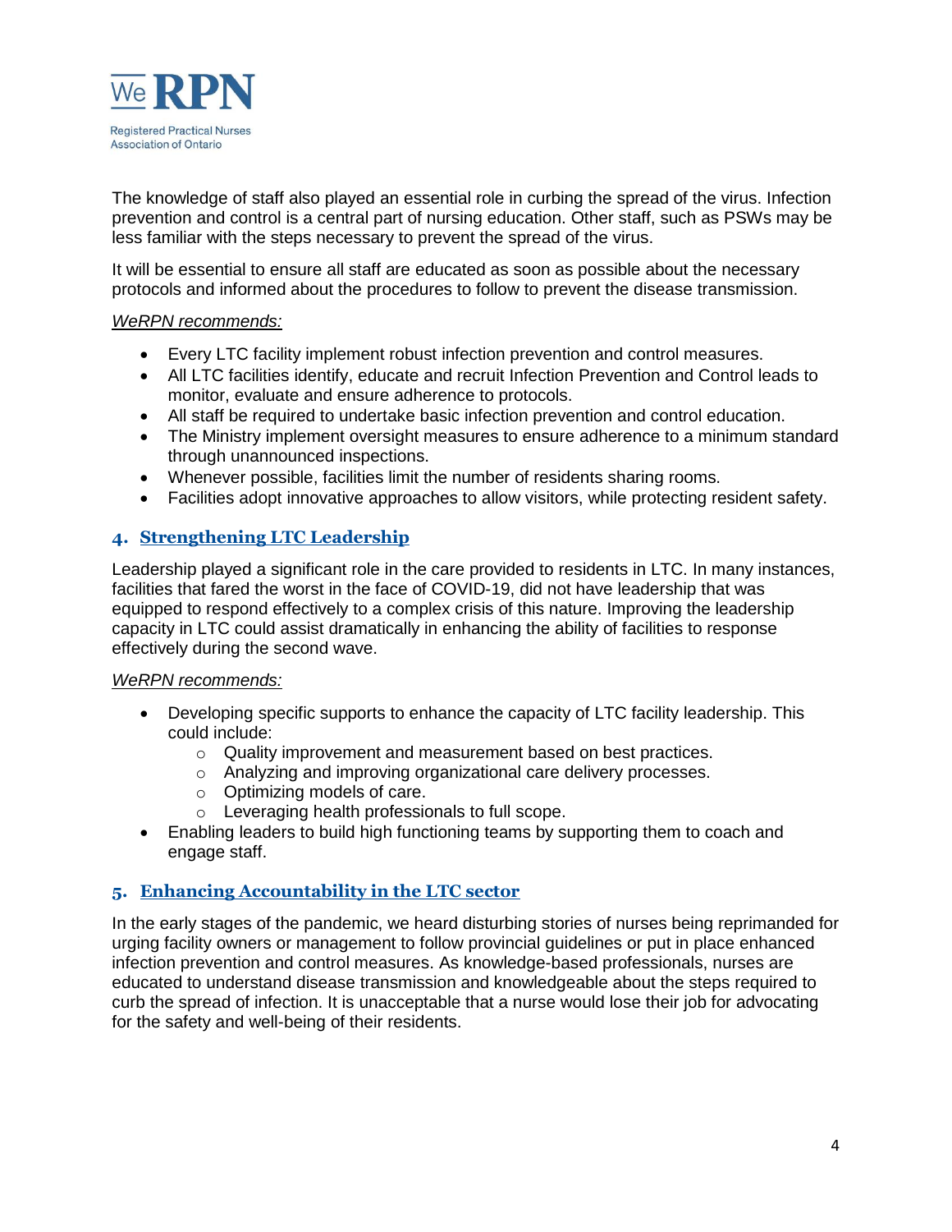The knowledge of staff also played an essential role in curbing the spread of the virus. Infection prevention and control is a central part of nursing education. Other staff, such as PSWs may be less familiar with the steps necessary to prevent the spread of the virus.

It will be essential to ensure all staff are educated as soon as possible about the necessary protocols and informed about the procedures to follow to prevent the disease transmission.

*WeRPN recommends:*

- Every LTC facility implement robust infection prevention and control measures.
- All LTC facilities identify, educate and recruit Infection Prevention and Control leads to monitor, evaluate and ensure adherence to protocols.
- All staff be required to undertake basic infection prevention and control education.
- The Ministry implement oversight measures to ensure adherence to a minimum standard through unannounced inspections.
- Whenever possible, facilities limit the number of residents sharing rooms.
- Facilities adopt innovative approaches to allow visitors, while protecting resident safety.

## 4. Strengthening LTC Leadership

Leadership played a significant role in the care provided to residents in LTC. In many instances, facilities that fared the worst in the face of COVID-19, did not have leadership that was equipped to respond effectively to a complex crisis of this nature. Improving the leadership capacity in LTC could assist dramatically in enhancing the ability of facilities to response effectively during the second wave.

*WeRPN recommends:*

- Developing specific supports to enhance the capacity of LTC facility leadership. This could include:
  - Quality improvement and measurement based on best practices.
  - Analyzing and improving organizational care delivery processes.
  - Optimizing models of care.
  - Leveraging health professionals to full scope.
- Enabling leaders to build high functioning teams by supporting them to coach and engage staff.

## 5. Enhancing Accountability in the LTC sector

In the early stages of the pandemic, we heard disturbing stories of nurses being reprimanded for urging facility owners or management to follow provincial guidelines or put in place enhanced infection prevention and control measures. As knowledge-based professionals, nurses are educated to understand disease transmission and knowledgeable about the steps required to curb the spread of infection. It is unacceptable that a nurse would lose their job for advocating for the safety and well-being of their residents.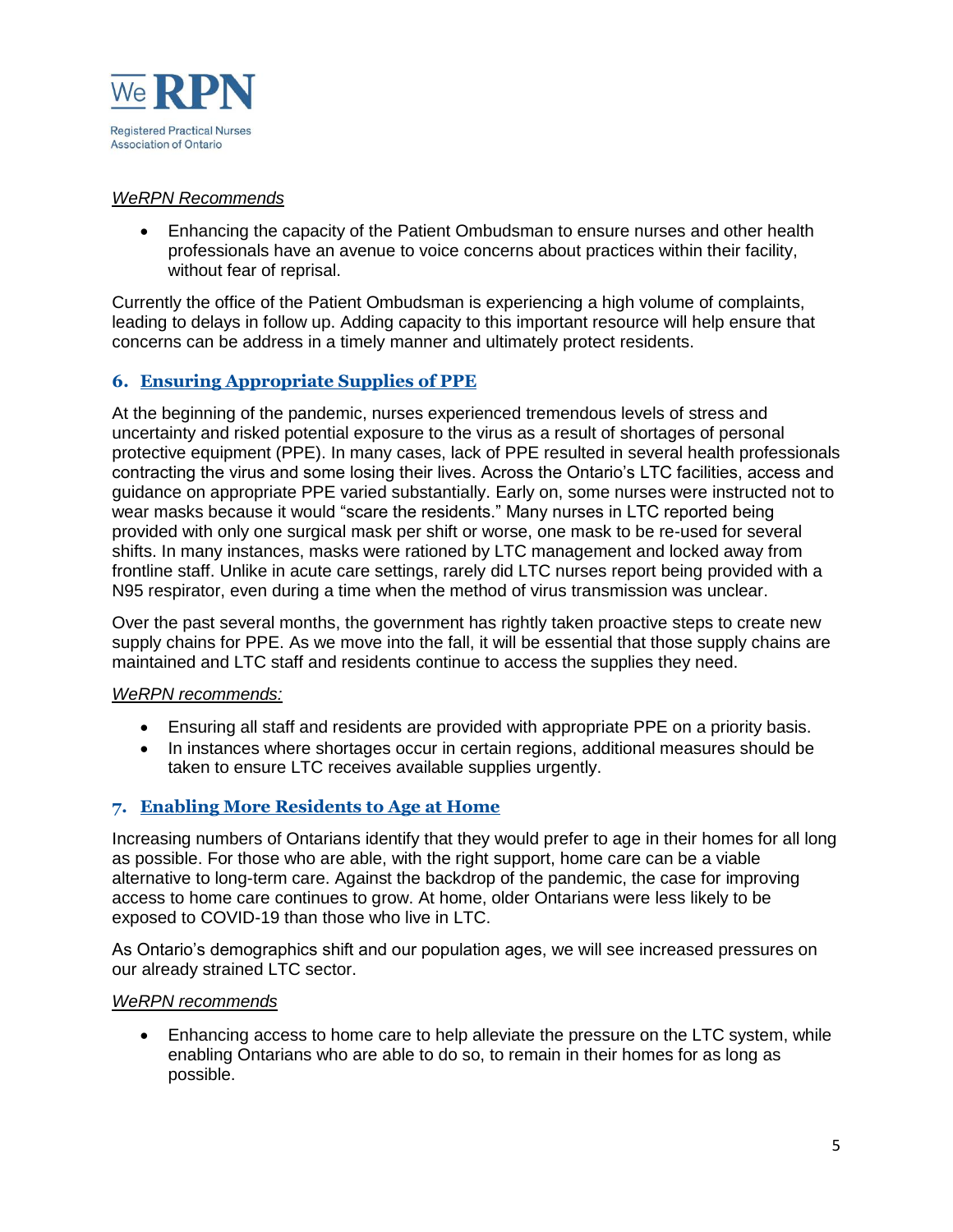*WeRPN Recommends*

- Enhancing the capacity of the Patient Ombudsman to ensure nurses and other health professionals have an avenue to voice concerns about practices within their facility, without fear of reprisal.

Currently the office of the Patient Ombudsman is experiencing a high volume of complaints, leading to delays in follow up. Adding capacity to this important resource will help ensure that concerns can be address in a timely manner and ultimately protect residents.

## 6. Ensuring Appropriate Supplies of PPE

At the beginning of the pandemic, nurses experienced tremendous levels of stress and uncertainty and risked potential exposure to the virus as a result of shortages of personal protective equipment (PPE). In many cases, lack of PPE resulted in several health professionals contracting the virus and some losing their lives. Across the Ontario's LTC facilities, access and guidance on appropriate PPE varied substantially. Early on, some nurses were instructed not to wear masks because it would "scare the residents." Many nurses in LTC reported being provided with only one surgical mask per shift or worse, one mask to be re-used for several shifts. In many instances, masks were rationed by LTC management and locked away from frontline staff. Unlike in acute care settings, rarely did LTC nurses report being provided with a N95 respirator, even during a time when the method of virus transmission was unclear.

Over the past several months, the government has rightly taken proactive steps to create new supply chains for PPE. As we move into the fall, it will be essential that those supply chains are maintained and LTC staff and residents continue to access the supplies they need.

*WeRPN recommends:*

- Ensuring all staff and residents are provided with appropriate PPE on a priority basis.
- In instances where shortages occur in certain regions, additional measures should be taken to ensure LTC receives available supplies urgently.

## 7. Enabling More Residents to Age at Home

Increasing numbers of Ontarians identify that they would prefer to age in their homes for all long as possible. For those who are able, with the right support, home care can be a viable alternative to long-term care. Against the backdrop of the pandemic, the case for improving access to home care continues to grow. At home, older Ontarians were less likely to be exposed to COVID-19 than those who live in LTC.

As Ontario's demographics shift and our population ages, we will see increased pressures on our already strained LTC sector.

*WeRPN recommends*

- Enhancing access to home care to help alleviate the pressure on the LTC system, while enabling Ontarians who are able to do so, to remain in their homes for as long as possible.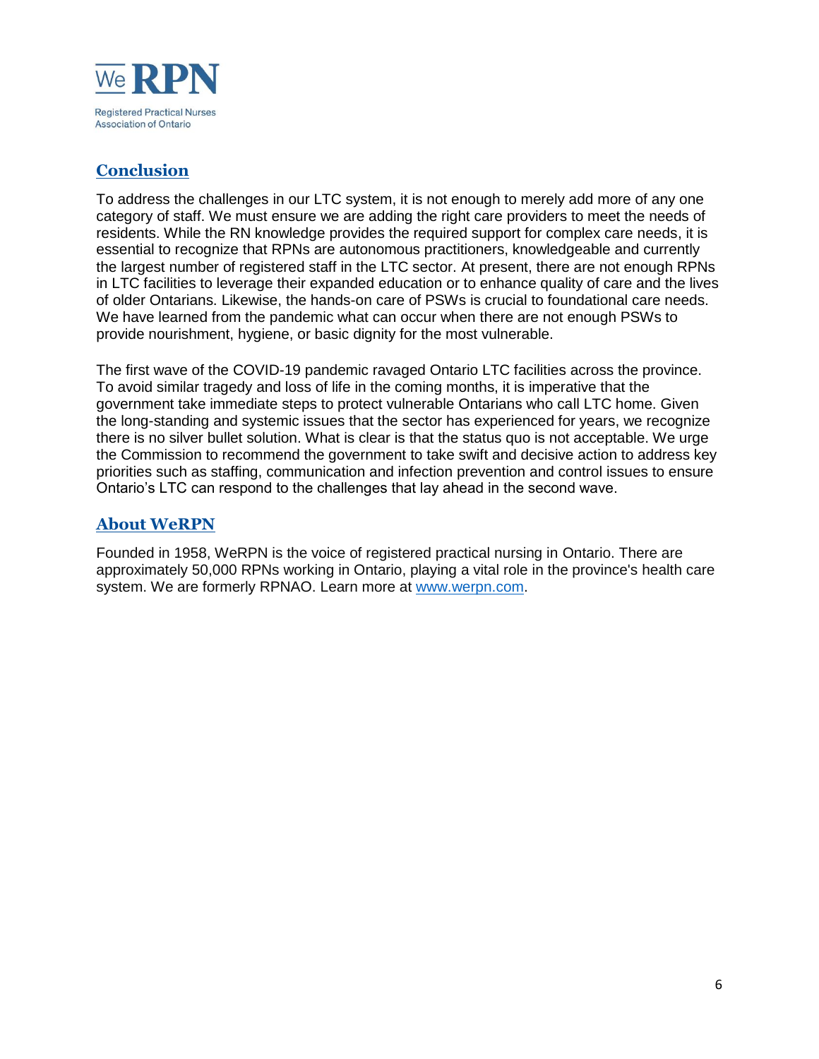## Conclusion

To address the challenges in our LTC system, it is not enough to merely add more of any one category of staff. We must ensure we are adding the right care providers to meet the needs of residents. While the RN knowledge provides the required support for complex care needs, it is essential to recognize that RPNs are autonomous practitioners, knowledgeable and currently the largest number of registered staff in the LTC sector. At present, there are not enough RPNs in LTC facilities to leverage their expanded education or to enhance quality of care and the lives of older Ontarians. Likewise, the hands-on care of PSWs is crucial to foundational care needs. We have learned from the pandemic what can occur when there are not enough PSWs to provide nourishment, hygiene, or basic dignity for the most vulnerable.

The first wave of the COVID-19 pandemic ravaged Ontario LTC facilities across the province. To avoid similar tragedy and loss of life in the coming months, it is imperative that the government take immediate steps to protect vulnerable Ontarians who call LTC home. Given the long-standing and systemic issues that the sector has experienced for years, we recognize there is no silver bullet solution. What is clear is that the status quo is not acceptable. We urge the Commission to recommend the government to take swift and decisive action to address key priorities such as staffing, communication and infection prevention and control issues to ensure Ontario's LTC can respond to the challenges that lay ahead in the second wave.

## About WeRPN

Founded in 1958, WeRPN is the voice of registered practical nursing in Ontario. There are approximately 50,000 RPNs working in Ontario, playing a vital role in the province's health care system. We are formerly RPNAO. Learn more at [www.werpn.com](http://www.werpn.com).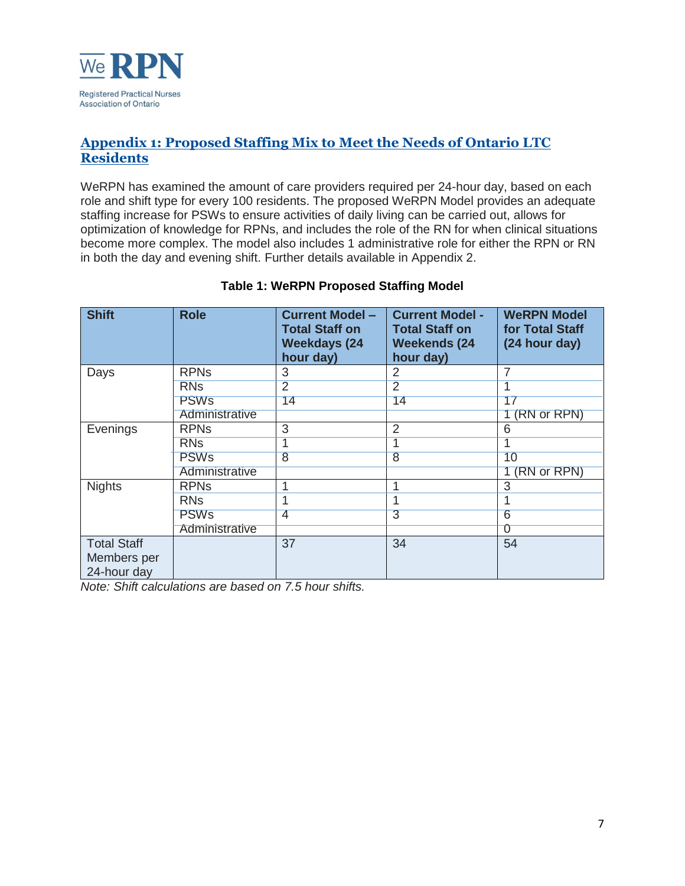## Appendix 1: Proposed Staffing Mix to Meet the Needs of Ontario LTC Residents

WeRPN has examined the amount of care providers required per 24-hour day, based on each role and shift type for every 100 residents. The proposed WeRPN Model provides an adequate staffing increase for PSWs to ensure activities of daily living can be carried out, allows for optimization of knowledge for RPNs, and includes the role of the RN for when clinical situations become more complex. The model also includes 1 administrative role for either the RPN or RN in both the day and evening shift. Further details available in Appendix 2.

**Table 1: WeRPN Proposed Staffing Model**

| Shift | Role | Current Model – Total Staff on Weekdays (24 hour day) | Current Model - Total Staff on Weekends (24 hour day) | WeRPN Model for Total Staff (24 hour day) |
|---|---|---|---|---|
| Days | RPNs | 3 | 2 | 7 |
| | RNs | 2 | 2 | 1 |
| | PSWs | 14 | 14 | 17 |
| | Administrative | | | 1 (RN or RPN) |
| Evenings | RPNs | 3 | 2 | 6 |
| | RNs | 1 | 1 | 1 |
| | PSWs | 8 | 8 | 10 |
| | Administrative | | | 1 (RN or RPN) |
| Nights | RPNs | 1 | 1 | 3 |
| | RNs | 1 | 1 | 1 |
| | PSWs | 4 | 3 | 6 |
| | Administrative | | | 0 |
| Total Staff Members per 24-hour day | | 37 | 34 | 54 |

*Note: Shift calculations are based on 7.5 hour shifts.*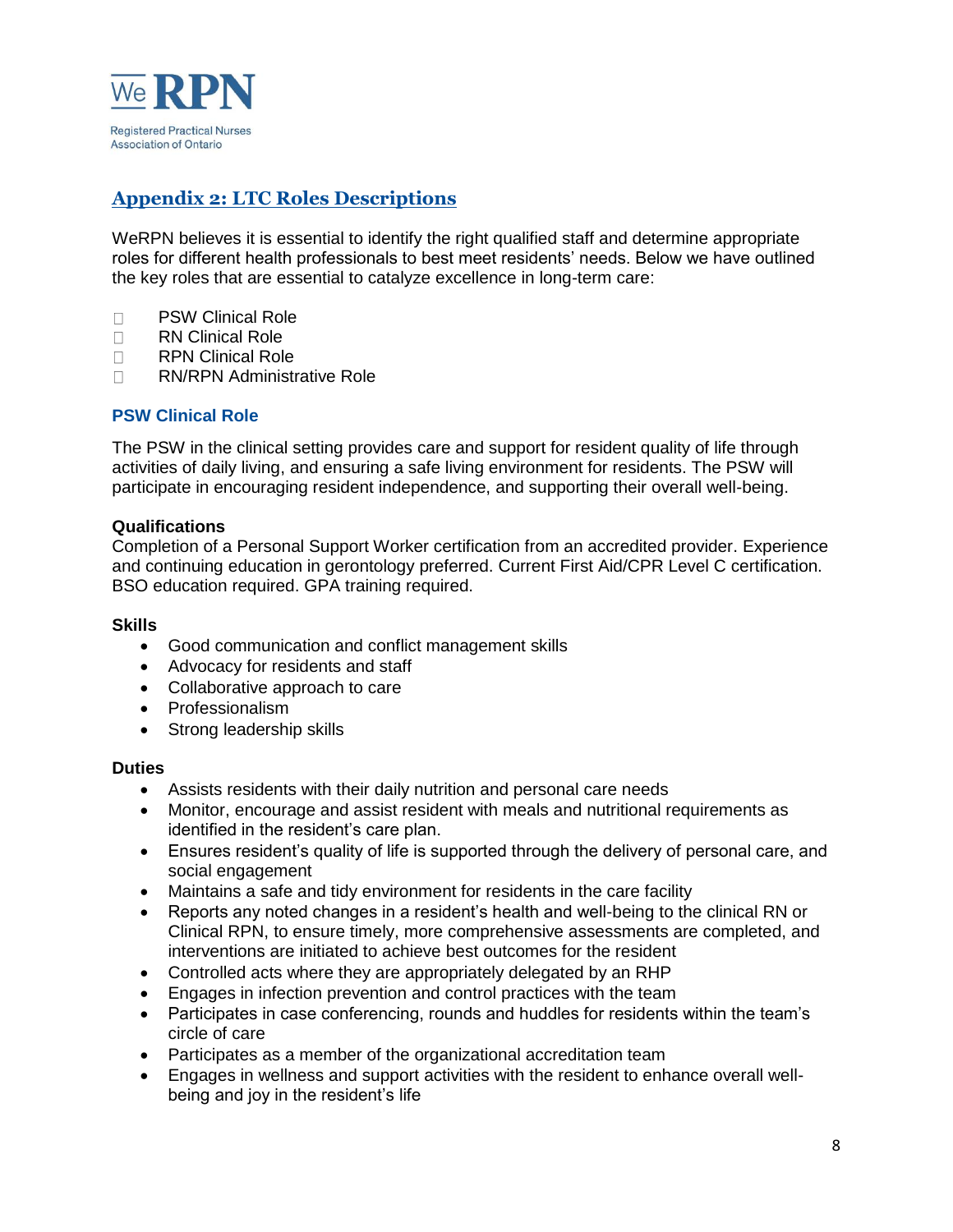## Appendix 2: LTC Roles Descriptions

WeRPN believes it is essential to identify the right qualified staff and determine appropriate roles for different health professionals to best meet residents' needs. Below we have outlined the key roles that are essential to catalyze excellence in long-term care:

- PSW Clinical Role
- RN Clinical Role
- RPN Clinical Role
- RN/RPN Administrative Role

### PSW Clinical Role

The PSW in the clinical setting provides care and support for resident quality of life through activities of daily living, and ensuring a safe living environment for residents. The PSW will participate in encouraging resident independence, and supporting their overall well-being.

**Qualifications**
Completion of a Personal Support Worker certification from an accredited provider. Experience and continuing education in gerontology preferred. Current First Aid/CPR Level C certification. BSO education required. GPA training required.

**Skills**

- Good communication and conflict management skills
- Advocacy for residents and staff
- Collaborative approach to care
- Professionalism
- Strong leadership skills

**Duties**

- Assists residents with their daily nutrition and personal care needs
- Monitor, encourage and assist resident with meals and nutritional requirements as identified in the resident's care plan.
- Ensures resident's quality of life is supported through the delivery of personal care, and social engagement
- Maintains a safe and tidy environment for residents in the care facility
- Reports any noted changes in a resident's health and well-being to the clinical RN or Clinical RPN, to ensure timely, more comprehensive assessments are completed, and interventions are initiated to achieve best outcomes for the resident
- Controlled acts where they are appropriately delegated by an RHP
- Engages in infection prevention and control practices with the team
- Participates in case conferencing, rounds and huddles for residents within the team's circle of care
- Participates as a member of the organizational accreditation team
- Engages in wellness and support activities with the resident to enhance overall well-being and joy in the resident's life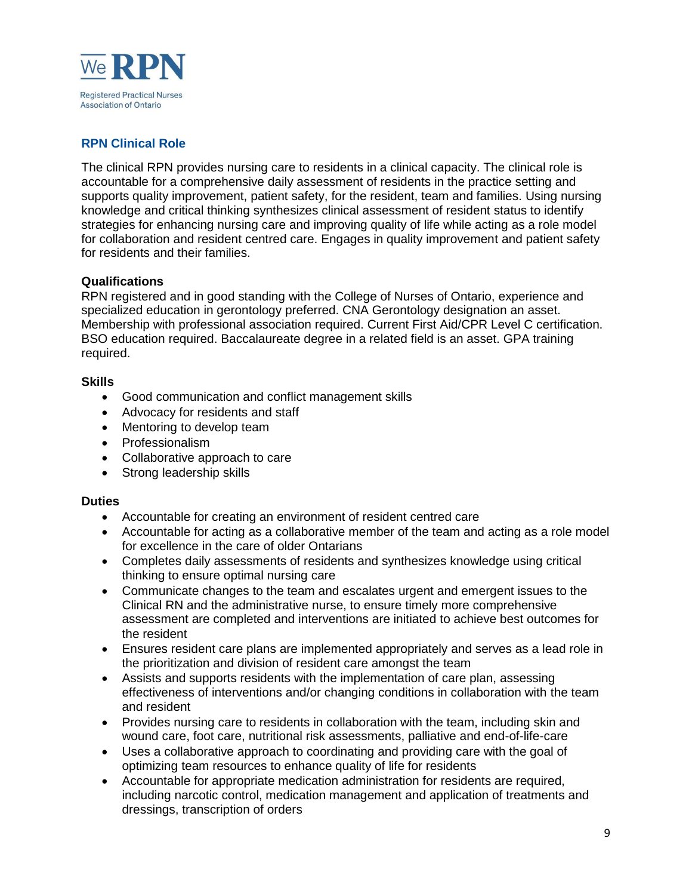WeRPN

Registered Practical Nurses Association of Ontario

## RPN Clinical Role

The clinical RPN provides nursing care to residents in a clinical capacity. The clinical role is accountable for a comprehensive daily assessment of residents in the practice setting and supports quality improvement, patient safety, for the resident, team and families. Using nursing knowledge and critical thinking synthesizes clinical assessment of resident status to identify strategies for enhancing nursing care and improving quality of life while acting as a role model for collaboration and resident centred care. Engages in quality improvement and patient safety for residents and their families.

**Qualifications**
RPN registered and in good standing with the College of Nurses of Ontario, experience and specialized education in gerontology preferred. CNA Gerontology designation an asset. Membership with professional association required. Current First Aid/CPR Level C certification. BSO education required. Baccalaureate degree in a related field is an asset. GPA training required.

**Skills**

- Good communication and conflict management skills
- Advocacy for residents and staff
- Mentoring to develop team
- Professionalism
- Collaborative approach to care
- Strong leadership skills

**Duties**

- Accountable for creating an environment of resident centred care
- Accountable for acting as a collaborative member of the team and acting as a role model for excellence in the care of older Ontarians
- Completes daily assessments of residents and synthesizes knowledge using critical thinking to ensure optimal nursing care
- Communicate changes to the team and escalates urgent and emergent issues to the Clinical RN and the administrative nurse, to ensure timely more comprehensive assessment are completed and interventions are initiated to achieve best outcomes for the resident
- Ensures resident care plans are implemented appropriately and serves as a lead role in the prioritization and division of resident care amongst the team
- Assists and supports residents with the implementation of care plan, assessing effectiveness of interventions and/or changing conditions in collaboration with the team and resident
- Provides nursing care to residents in collaboration with the team, including skin and wound care, foot care, nutritional risk assessments, palliative and end-of-life-care
- Uses a collaborative approach to coordinating and providing care with the goal of optimizing team resources to enhance quality of life for residents
- Accountable for appropriate medication administration for residents are required, including narcotic control, medication management and application of treatments and dressings, transcription of orders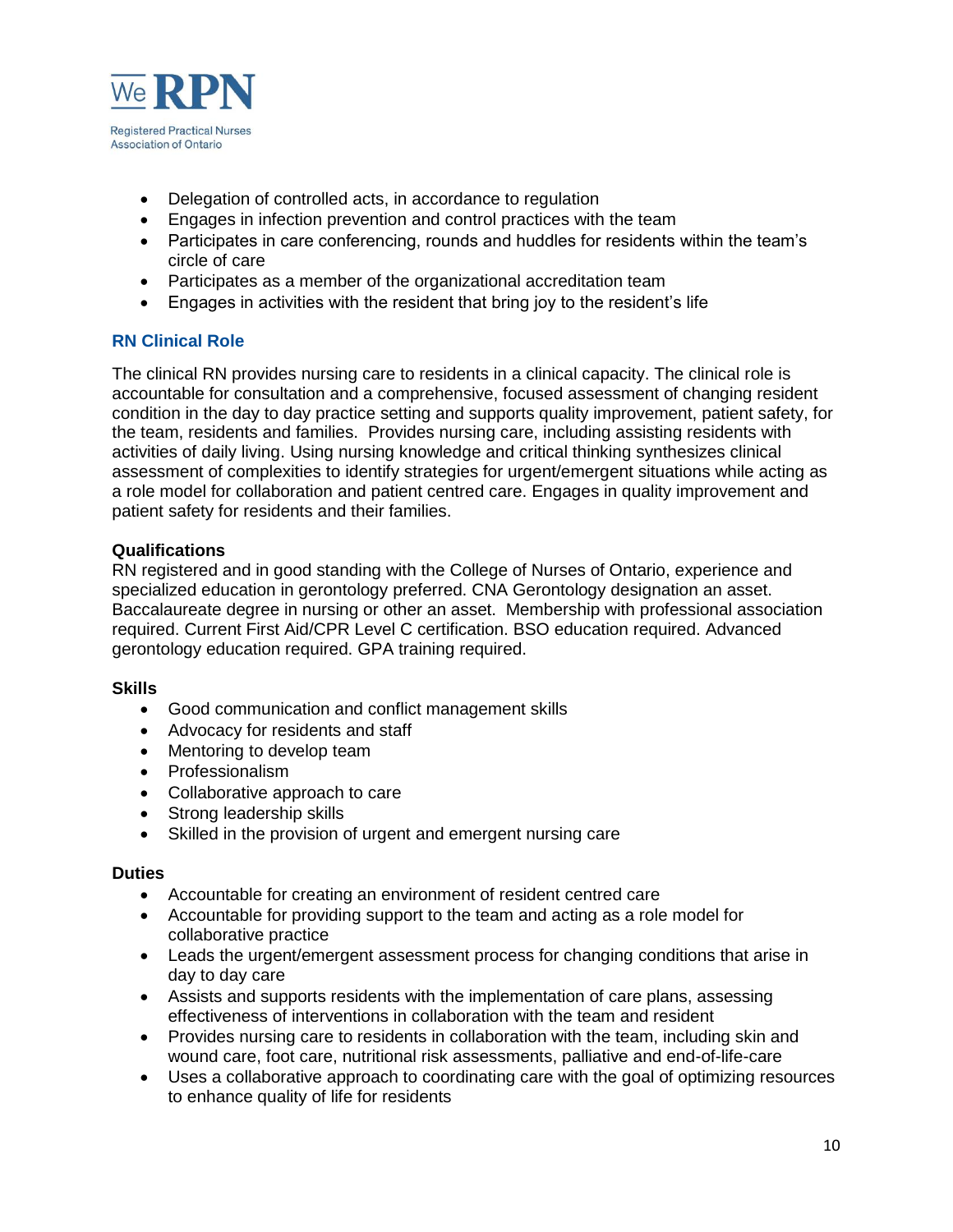- Delegation of controlled acts, in accordance to regulation
- Engages in infection prevention and control practices with the team
- Participates in care conferencing, rounds and huddles for residents within the team's circle of care
- Participates as a member of the organizational accreditation team
- Engages in activities with the resident that bring joy to the resident's life

## RN Clinical Role

The clinical RN provides nursing care to residents in a clinical capacity. The clinical role is accountable for consultation and a comprehensive, focused assessment of changing resident condition in the day to day practice setting and supports quality improvement, patient safety, for the team, residents and families. Provides nursing care, including assisting residents with activities of daily living. Using nursing knowledge and critical thinking synthesizes clinical assessment of complexities to identify strategies for urgent/emergent situations while acting as a role model for collaboration and patient centred care. Engages in quality improvement and patient safety for residents and their families.

**Qualifications**

RN registered and in good standing with the College of Nurses of Ontario, experience and specialized education in gerontology preferred. CNA Gerontology designation an asset. Baccalaureate degree in nursing or other an asset. Membership with professional association required. Current First Aid/CPR Level C certification. BSO education required. Advanced gerontology education required. GPA training required.

**Skills**

- Good communication and conflict management skills
- Advocacy for residents and staff
- Mentoring to develop team
- Professionalism
- Collaborative approach to care
- Strong leadership skills
- Skilled in the provision of urgent and emergent nursing care

**Duties**

- Accountable for creating an environment of resident centred care
- Accountable for providing support to the team and acting as a role model for collaborative practice
- Leads the urgent/emergent assessment process for changing conditions that arise in day to day care
- Assists and supports residents with the implementation of care plans, assessing effectiveness of interventions in collaboration with the team and resident
- Provides nursing care to residents in collaboration with the team, including skin and wound care, foot care, nutritional risk assessments, palliative and end-of-life-care
- Uses a collaborative approach to coordinating care with the goal of optimizing resources to enhance quality of life for residents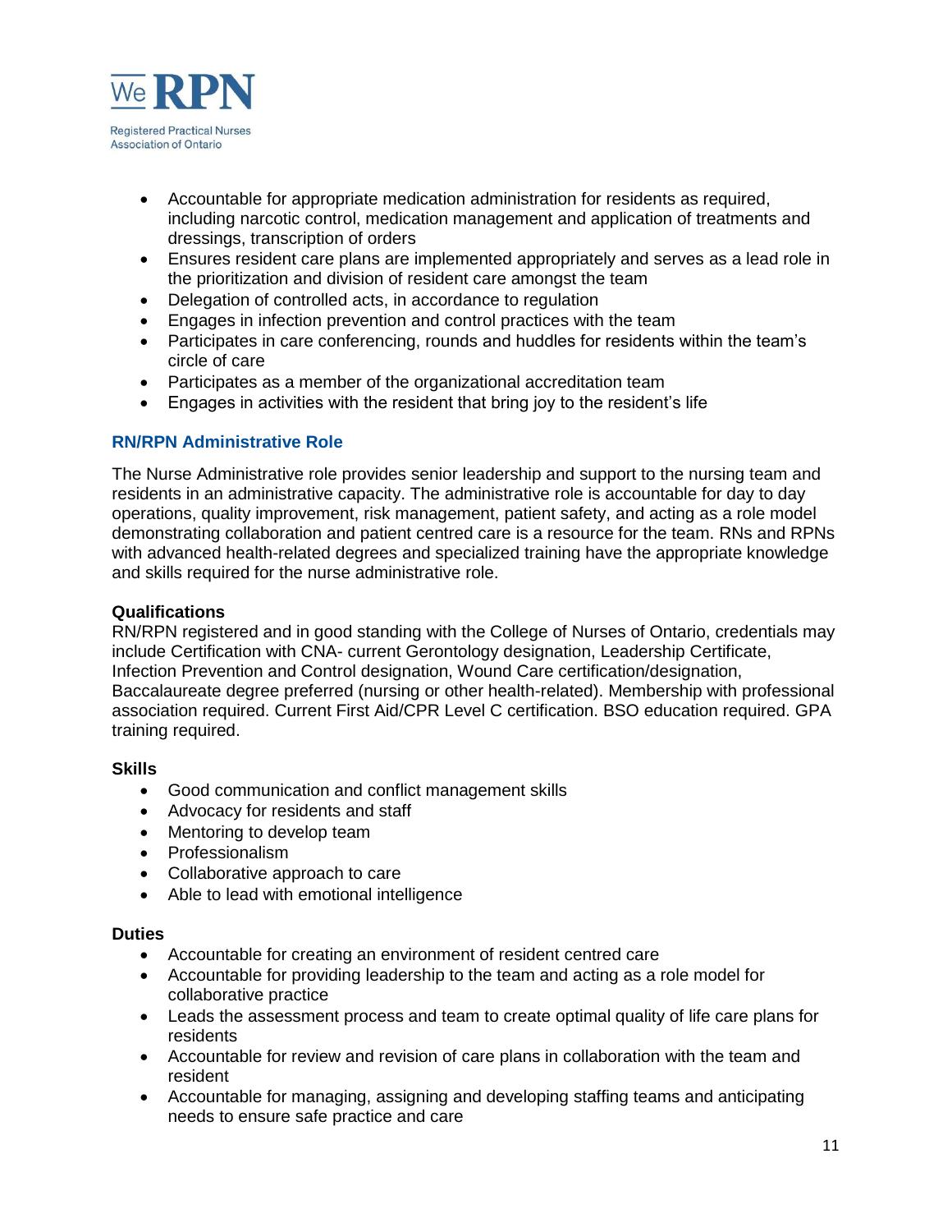- Accountable for appropriate medication administration for residents as required, including narcotic control, medication management and application of treatments and dressings, transcription of orders
- Ensures resident care plans are implemented appropriately and serves as a lead role in the prioritization and division of resident care amongst the team
- Delegation of controlled acts, in accordance to regulation
- Engages in infection prevention and control practices with the team
- Participates in care conferencing, rounds and huddles for residents within the team's circle of care
- Participates as a member of the organizational accreditation team
- Engages in activities with the resident that bring joy to the resident's life

## RN/RPN Administrative Role

The Nurse Administrative role provides senior leadership and support to the nursing team and residents in an administrative capacity. The administrative role is accountable for day to day operations, quality improvement, risk management, patient safety, and acting as a role model demonstrating collaboration and patient centred care is a resource for the team. RNs and RPNs with advanced health-related degrees and specialized training have the appropriate knowledge and skills required for the nurse administrative role.

**Qualifications**

RN/RPN registered and in good standing with the College of Nurses of Ontario, credentials may include Certification with CNA- current Gerontology designation, Leadership Certificate, Infection Prevention and Control designation, Wound Care certification/designation, Baccalaureate degree preferred (nursing or other health-related). Membership with professional association required. Current First Aid/CPR Level C certification. BSO education required. GPA training required.

**Skills**

- Good communication and conflict management skills
- Advocacy for residents and staff
- Mentoring to develop team
- Professionalism
- Collaborative approach to care
- Able to lead with emotional intelligence

**Duties**

- Accountable for creating an environment of resident centred care
- Accountable for providing leadership to the team and acting as a role model for collaborative practice
- Leads the assessment process and team to create optimal quality of life care plans for residents
- Accountable for review and revision of care plans in collaboration with the team and resident
- Accountable for managing, assigning and developing staffing teams and anticipating needs to ensure safe practice and care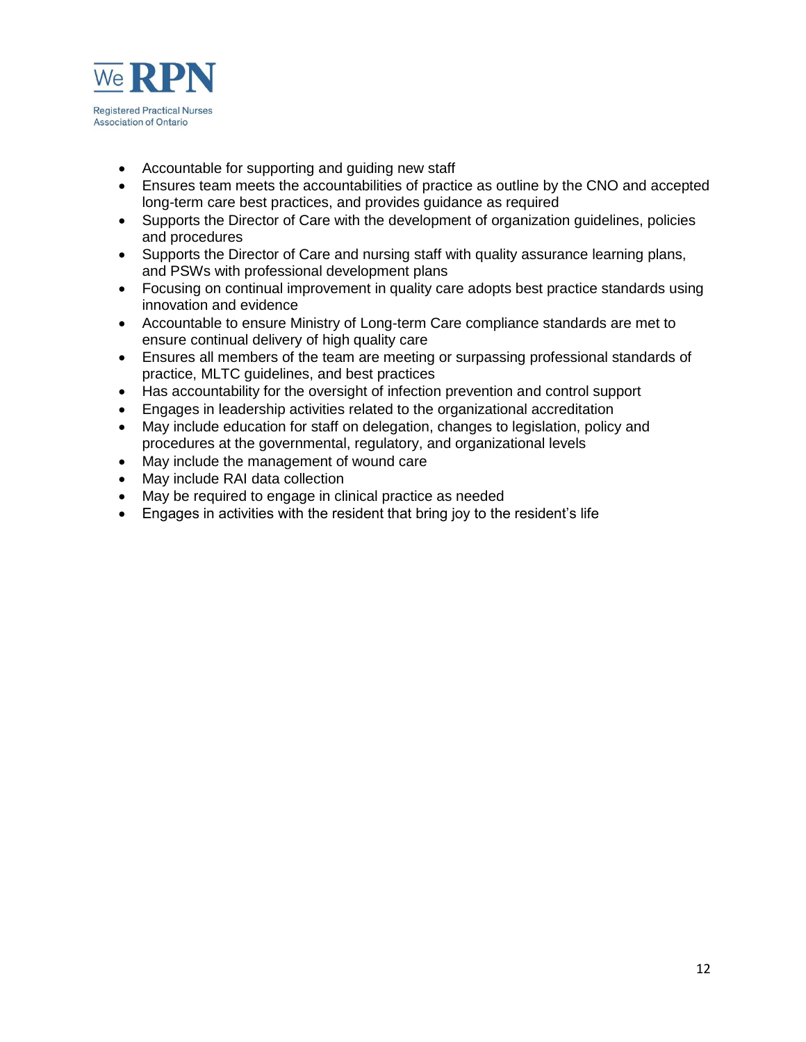- Accountable for supporting and guiding new staff
- Ensures team meets the accountabilities of practice as outline by the CNO and accepted long-term care best practices, and provides guidance as required
- Supports the Director of Care with the development of organization guidelines, policies and procedures
- Supports the Director of Care and nursing staff with quality assurance learning plans, and PSWs with professional development plans
- Focusing on continual improvement in quality care adopts best practice standards using innovation and evidence
- Accountable to ensure Ministry of Long-term Care compliance standards are met to ensure continual delivery of high quality care
- Ensures all members of the team are meeting or surpassing professional standards of practice, MLTC guidelines, and best practices
- Has accountability for the oversight of infection prevention and control support
- Engages in leadership activities related to the organizational accreditation
- May include education for staff on delegation, changes to legislation, policy and procedures at the governmental, regulatory, and organizational levels
- May include the management of wound care
- May include RAI data collection
- May be required to engage in clinical practice as needed
- Engages in activities with the resident that bring joy to the resident's life